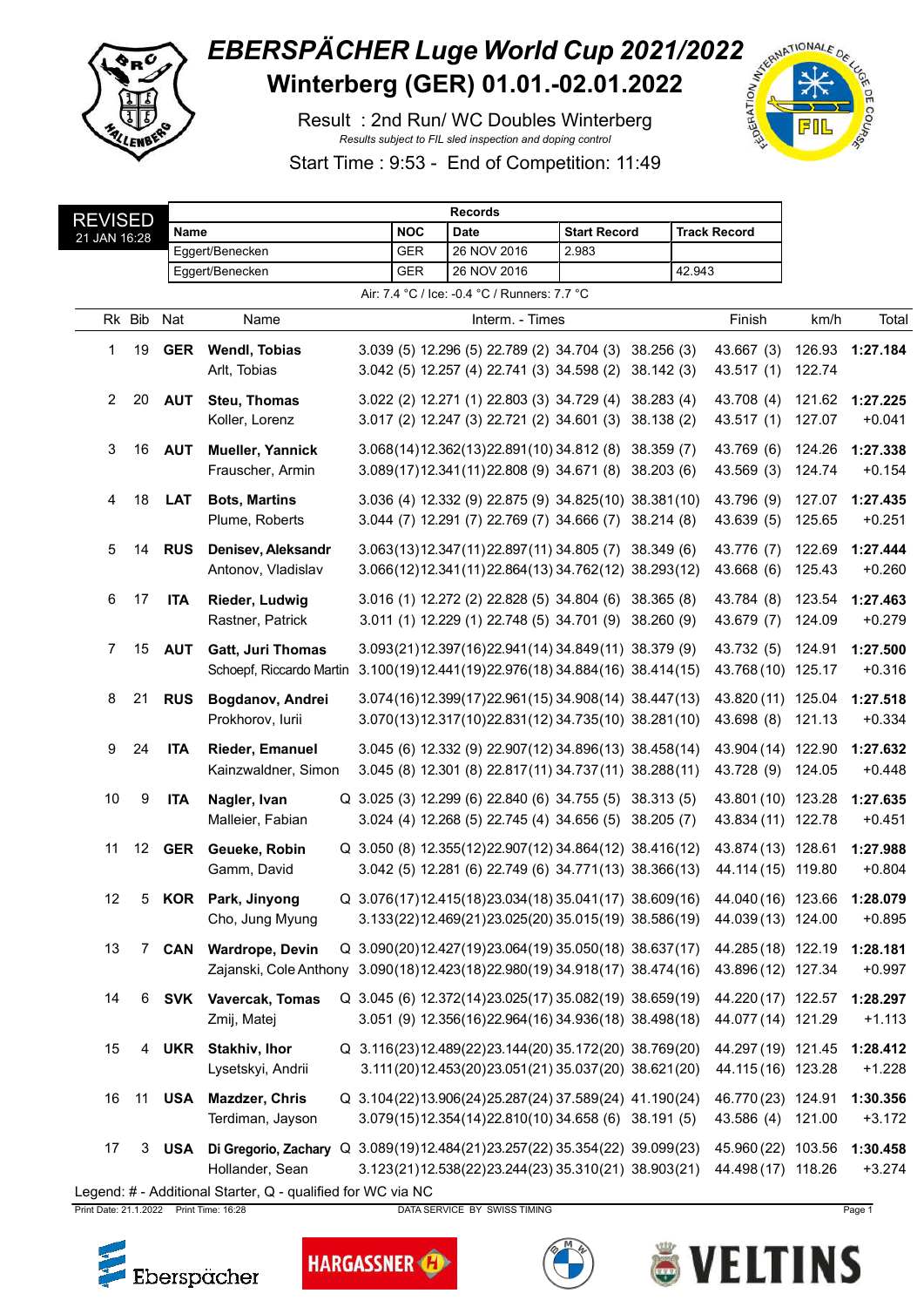# EBERSPÄCHER Luge World Cup 2021/2022

## Winterberg (GER) 01.01.-02.01.2022

Result : 2nd Run/ WC Doubles Winterberg

*Results subject to FIL sled inspection and doping control*

Start Time : 9:53 - End of Competition: 11:49

REVISED
21 JAN 16:28

| Records | | | | |
|---|---|---|---|---|
| Name | NOC | Date | Start Record | Track Record |
| Eggert/Benecken | GER | 26 NOV 2016 | 2.983 | |
| Eggert/Benecken | GER | 26 NOV 2016 | | 42.943 |

Air: 7.4 °C / Ice: -0.4 °C / Runners: 7.7 °C

| Rk | Bib | Nat | Name | | Interm. - Times | | | | | Finish | km/h | Total |
|---|---|---|---|---|---|---|---|---|---|---|---|---|
| 1 | 19 | GER | **Wendl, Tobias** | | 3.039 (5) | 12.296 (5) | 22.789 (2) | 34.704 (3) | 38.256 (3) | 43.667 (3) | 126.93 | **1:27.184** |
| | | | Arlt, Tobias | | 3.042 (5) | 12.257 (4) | 22.741 (3) | 34.598 (2) | 38.142 (3) | 43.517 (1) | 122.74 | |
| 2 | 20 | AUT | **Steu, Thomas** | | 3.022 (2) | 12.271 (1) | 22.803 (3) | 34.729 (4) | 38.283 (4) | 43.708 (4) | 121.62 | **1:27.225** |
| | | | Koller, Lorenz | | 3.017 (2) | 12.247 (3) | 22.721 (2) | 34.601 (3) | 38.138 (2) | 43.517 (1) | 127.07 | +0.041 |
| 3 | 16 | AUT | **Mueller, Yannick** | | 3.068 (14) | 12.362 (13) | 22.891 (10) | 34.812 (8) | 38.359 (7) | 43.769 (6) | 124.26 | **1:27.338** |
| | | | Frauscher, Armin | | 3.089 (17) | 12.341 (11) | 22.808 (9) | 34.671 (8) | 38.203 (6) | 43.569 (3) | 124.74 | +0.154 |
| 4 | 18 | LAT | **Bots, Martins** | | 3.036 (4) | 12.332 (9) | 22.875 (9) | 34.825 (10) | 38.381 (10) | 43.796 (9) | 127.07 | **1:27.435** |
| | | | Plume, Roberts | | 3.044 (7) | 12.291 (7) | 22.769 (7) | 34.666 (7) | 38.214 (8) | 43.639 (5) | 125.65 | +0.251 |
| 5 | 14 | RUS | **Denisev, Aleksandr** | | 3.063 (13) | 12.347 (11) | 22.897 (11) | 34.805 (7) | 38.349 (6) | 43.776 (7) | 122.69 | **1:27.444** |
| | | | Antonov, Vladislav | | 3.066 (12) | 12.341 (11) | 22.864 (13) | 34.762 (12) | 38.293 (12) | 43.668 (6) | 125.43 | +0.260 |
| 6 | 17 | ITA | **Rieder, Ludwig** | | 3.016 (1) | 12.272 (2) | 22.828 (5) | 34.804 (6) | 38.365 (8) | 43.784 (8) | 123.54 | **1:27.463** |
| | | | Rastner, Patrick | | 3.011 (1) | 12.229 (1) | 22.748 (5) | 34.701 (9) | 38.260 (9) | 43.679 (7) | 124.09 | +0.279 |
| 7 | 15 | AUT | **Gatt, Juri Thomas** | | 3.093 (21) | 12.397 (16) | 22.941 (14) | 34.849 (11) | 38.379 (9) | 43.732 (5) | 124.91 | **1:27.500** |
| | | | Schoepf, Riccardo Martin | | 3.100 (19) | 12.441 (19) | 22.976 (18) | 34.884 (16) | 38.414 (15) | 43.768 (10) | 125.17 | +0.316 |
| 8 | 21 | RUS | **Bogdanov, Andrei** | | 3.074 (16) | 12.399 (17) | 22.961 (15) | 34.908 (14) | 38.447 (13) | 43.820 (11) | 125.04 | **1:27.518** |
| | | | Prokhorov, Iurii | | 3.070 (13) | 12.317 (10) | 22.831 (12) | 34.735 (10) | 38.281 (10) | 43.698 (8) | 121.13 | +0.334 |
| 9 | 24 | ITA | **Rieder, Emanuel** | | 3.045 (6) | 12.332 (9) | 22.907 (12) | 34.896 (13) | 38.458 (14) | 43.904 (14) | 122.90 | **1:27.632** |
| | | | Kainzwaldner, Simon | | 3.045 (8) | 12.301 (8) | 22.817 (11) | 34.737 (11) | 38.288 (11) | 43.728 (9) | 124.05 | +0.448 |
| 10 | 9 | ITA | **Nagler, Ivan** | Q | 3.025 (3) | 12.299 (6) | 22.840 (6) | 34.755 (5) | 38.313 (5) | 43.801 (10) | 123.28 | **1:27.635** |
| | | | Malleier, Fabian | | 3.024 (4) | 12.268 (5) | 22.745 (4) | 34.656 (5) | 38.205 (7) | 43.834 (11) | 122.78 | +0.451 |
| 11 | 12 | GER | **Geueke, Robin** | Q | 3.050 (8) | 12.355 (12) | 22.907 (12) | 34.864 (12) | 38.416 (12) | 43.874 (13) | 128.61 | **1:27.988** |
| | | | Gamm, David | | 3.042 (5) | 12.281 (6) | 22.749 (6) | 34.771 (13) | 38.366 (13) | 44.114 (15) | 119.80 | +0.804 |
| 12 | 5 | KOR | **Park, Jinyong** | Q | 3.076 (17) | 12.415 (18) | 23.034 (18) | 35.041 (17) | 38.609 (16) | 44.040 (16) | 123.66 | **1:28.079** |
| | | | Cho, Jung Myung | | 3.133 (22) | 12.469 (21) | 23.025 (20) | 35.015 (19) | 38.586 (19) | 44.039 (13) | 124.00 | +0.895 |
| 13 | 7 | CAN | **Wardrope, Devin** | Q | 3.090 (20) | 12.427 (19) | 23.064 (19) | 35.050 (18) | 38.637 (17) | 44.285 (18) | 122.19 | **1:28.181** |
| | | | Zajanski, Cole Anthony | | 3.090 (18) | 12.423 (18) | 22.980 (19) | 34.918 (17) | 38.474 (16) | 43.896 (12) | 127.34 | +0.997 |
| 14 | 6 | SVK | **Vavercak, Tomas** | Q | 3.045 (6) | 12.372 (14) | 23.025 (17) | 35.082 (19) | 38.659 (19) | 44.220 (17) | 122.57 | **1:28.297** |
| | | | Zmij, Matej | | 3.051 (9) | 12.356 (16) | 22.964 (16) | 34.936 (18) | 38.498 (18) | 44.077 (14) | 121.29 | +1.113 |
| 15 | 4 | UKR | **Stakhiv, Ihor** | Q | 3.116 (23) | 12.489 (22) | 23.144 (20) | 35.172 (20) | 38.769 (20) | 44.297 (19) | 121.45 | **1:28.412** |
| | | | Lysetskyi, Andrii | | 3.111 (20) | 12.453 (20) | 23.051 (21) | 35.037 (20) | 38.621 (20) | 44.115 (16) | 123.28 | +1.228 |
| 16 | 11 | USA | **Mazdzer, Chris** | Q | 3.104 (22) | 13.906 (24) | 25.287 (24) | 37.589 (24) | 41.190 (24) | 46.770 (23) | 124.91 | **1:30.356** |
| | | | Terdiman, Jayson | | 3.079 (15) | 12.354 (14) | 22.810 (10) | 34.658 (6) | 38.191 (5) | 43.586 (4) | 121.00 | +3.172 |
| 17 | 3 | USA | **Di Gregorio, Zachary** | Q | 3.089 (19) | 12.484 (21) | 23.257 (22) | 35.354 (22) | 39.099 (23) | 45.960 (22) | 103.56 | **1:30.458** |
| | | | Hollander, Sean | | 3.123 (21) | 12.538 (22) | 23.244 (23) | 35.310 (21) | 38.903 (21) | 44.498 (17) | 118.26 | +3.274 |

Legend: # - Additional Starter, Q - qualified for WC via NC

Print Date: 21.1.2022 Print Time: 16:28 DATA SERVICE BY SWISS TIMING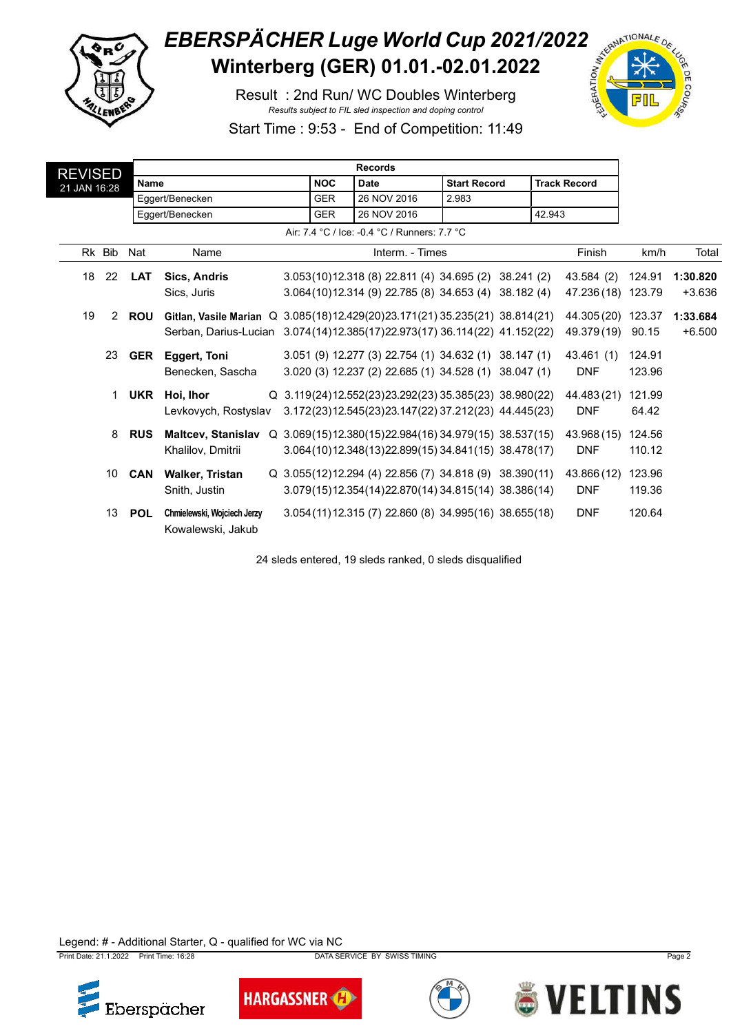# EBERSPÄCHER Luge World Cup 2021/2022

## Winterberg (GER) 01.01.-02.01.2022

Result : 2nd Run/ WC Doubles Winterberg

*Results subject to FIL sled inspection and doping control*

Start Time : 9:53 - End of Competition: 11:49

REVISED
21 JAN 16:28

| Records | | | | |
|---|---|---|---|---|
| **Name** | **NOC** | **Date** | **Start Record** | **Track Record** |
| Eggert/Benecken | GER | 26 NOV 2016 | 2.983 | |
| Eggert/Benecken | GER | 26 NOV 2016 | | 42.943 |

Air: 7.4 °C / Ice: -0.4 °C / Runners: 7.7 °C

| Rk | Bib | Nat | Name | | Interm. - Times | | | | | Finish | km/h | Total |
|---|---|---|---|---|---|---|---|---|---|---|---|---|
| 18 | 22 | **LAT** | **Sics, Andris** | | 3.053(10) | 12.318 (8) | 22.811 (4) | 34.695 (2) | 38.241 (2) | 43.584 (2) | 124.91 | **1:30.820** |
| | | | Sics, Juris | | 3.064(10) | 12.314 (9) | 22.785 (8) | 34.653 (4) | 38.182 (4) | 47.236 (18) | 123.79 | +3.636 |
| 19 | 2 | **ROU** | **Gitlan, Vasile Marian** | Q | 3.085(18) | 12.429(20) | 23.171(21) | 35.235(21) | 38.814(21) | 44.305 (20) | 123.37 | **1:33.684** |
| | | | Serban, Darius-Lucian | | 3.074(14) | 12.385(17) | 22.973(17) | 36.114(22) | 41.152(22) | 49.379 (19) | 90.15 | +6.500 |
| | 23 | **GER** | **Eggert, Toni** | | 3.051 (9) | 12.277 (3) | 22.754 (1) | 34.632 (1) | 38.147 (1) | 43.461 (1) | 124.91 | |
| | | | Benecken, Sascha | | 3.020 (3) | 12.237 (2) | 22.685 (1) | 34.528 (1) | 38.047 (1) | DNF | 123.96 | |
| | 1 | **UKR** | **Hoi, Ihor** | Q | 3.119(24) | 12.552(23) | 23.292(23) | 35.385(23) | 38.980(22) | 44.483 (21) | 121.99 | |
| | | | Levkovych, Rostyslav | | 3.172(23) | 12.545(23) | 23.147(22) | 37.212(23) | 44.445(23) | DNF | 64.42 | |
| | 8 | **RUS** | **Maltcev, Stanislav** | Q | 3.069(15) | 12.380(15) | 22.984(16) | 34.979(15) | 38.537(15) | 43.968 (15) | 124.56 | |
| | | | Khalilov, Dmitrii | | 3.064(10) | 12.348(13) | 22.899(15) | 34.841(15) | 38.478(17) | DNF | 110.12 | |
| | 10 | **CAN** | **Walker, Tristan** | Q | 3.055(12) | 12.294 (4) | 22.856 (7) | 34.818 (9) | 38.390(11) | 43.866 (12) | 123.96 | |
| | | | Snith, Justin | | 3.079(15) | 12.354(14) | 22.870(14) | 34.815(14) | 38.386(14) | DNF | 119.36 | |
| | 13 | **POL** | **Chmielewski, Wojciech Jerzy** | | 3.054(11) | 12.315 (7) | 22.860 (8) | 34.995(16) | 38.655(18) | DNF | 120.64 | |
| | | | Kowalewski, Jakub | | | | | | | | | |

24 sleds entered, 19 sleds ranked, 0 sleds disqualified

Legend: # - Additional Starter, Q - qualified for WC via NC

Print Date: 21.1.2022 Print Time: 16:28 DATA SERVICE BY SWISS TIMING